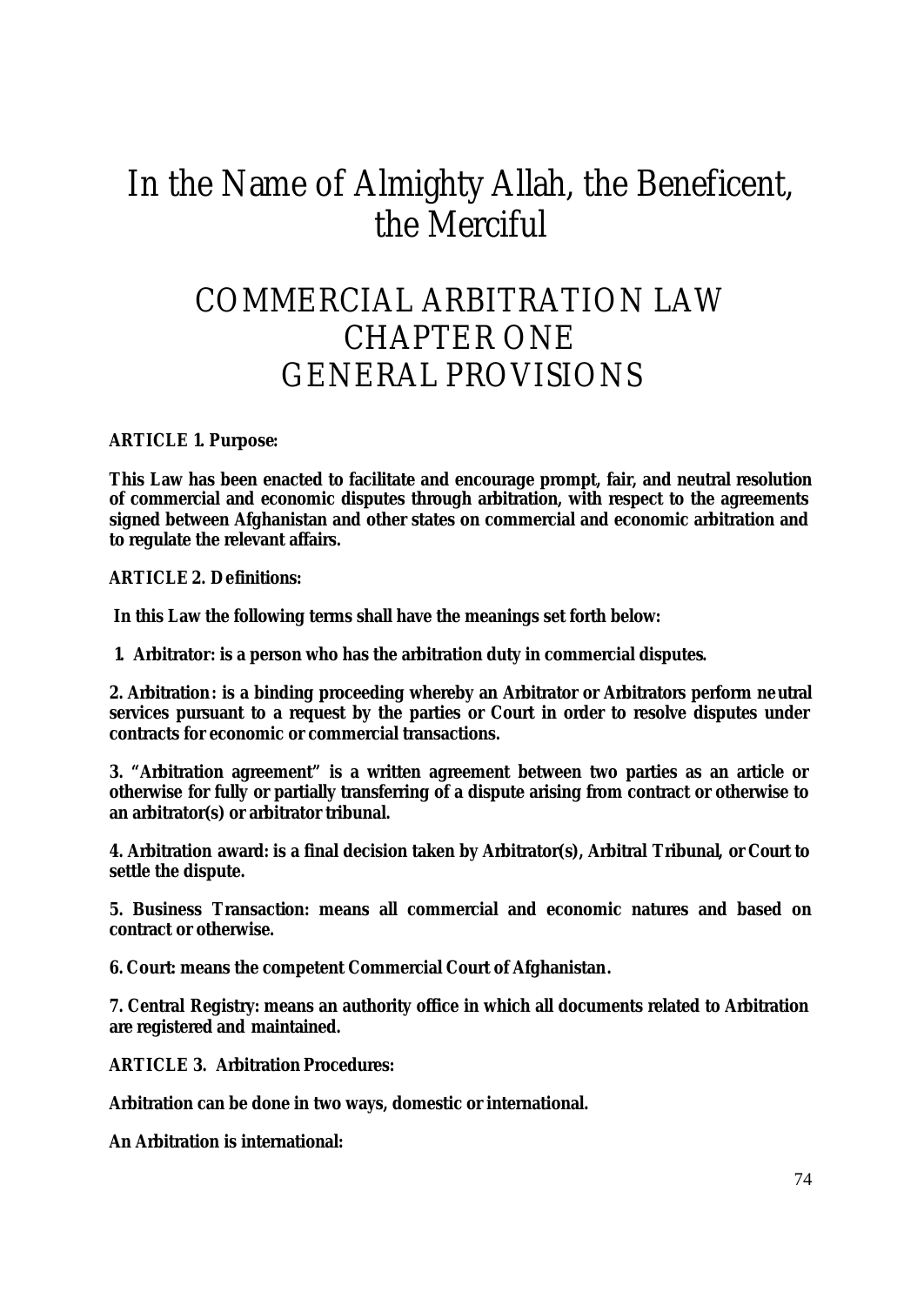# In the Name of Almighty Allah, the Beneficent, the Merciful

# COMMERCIAL ARBITRATION LAW
## CHAPTER ONE
## GENERAL PROVISIONS

**ARTICLE 1. Purpose:**

**This Law has been enacted to facilitate and encourage prompt, fair, and neutral resolution of commercial and economic disputes through arbitration, with respect to the agreements signed between Afghanistan and other states on commercial and economic arbitration and to regulate the relevant affairs.**

**ARTICLE 2. Definitions:**

**In this Law the following terms shall have the meanings set forth below:**

**1. Arbitrator: is a person who has the arbitration duty in commercial disputes.**

**2. Arbitration: is a binding proceeding whereby an Arbitrator or Arbitrators perform neutral services pursuant to a request by the parties or Court in order to resolve disputes under contracts for economic or commercial transactions.**

**3. "Arbitration agreement" is a written agreement between two parties as an article or otherwise for fully or partially transferring of a dispute arising from contract or otherwise to an arbitrator(s) or arbitrator tribunal.**

**4. Arbitration award: is a final decision taken by Arbitrator(s), Arbitral Tribunal, or Court to settle the dispute.**

**5. Business Transaction: means all commercial and economic natures and based on contract or otherwise.**

**6. Court: means the competent Commercial Court of Afghanistan.**

**7. Central Registry: means an authority office in which all documents related to Arbitration are registered and maintained.**

**ARTICLE 3. Arbitration Procedures:**

**Arbitration can be done in two ways, domestic or international.**

**An Arbitration is international:**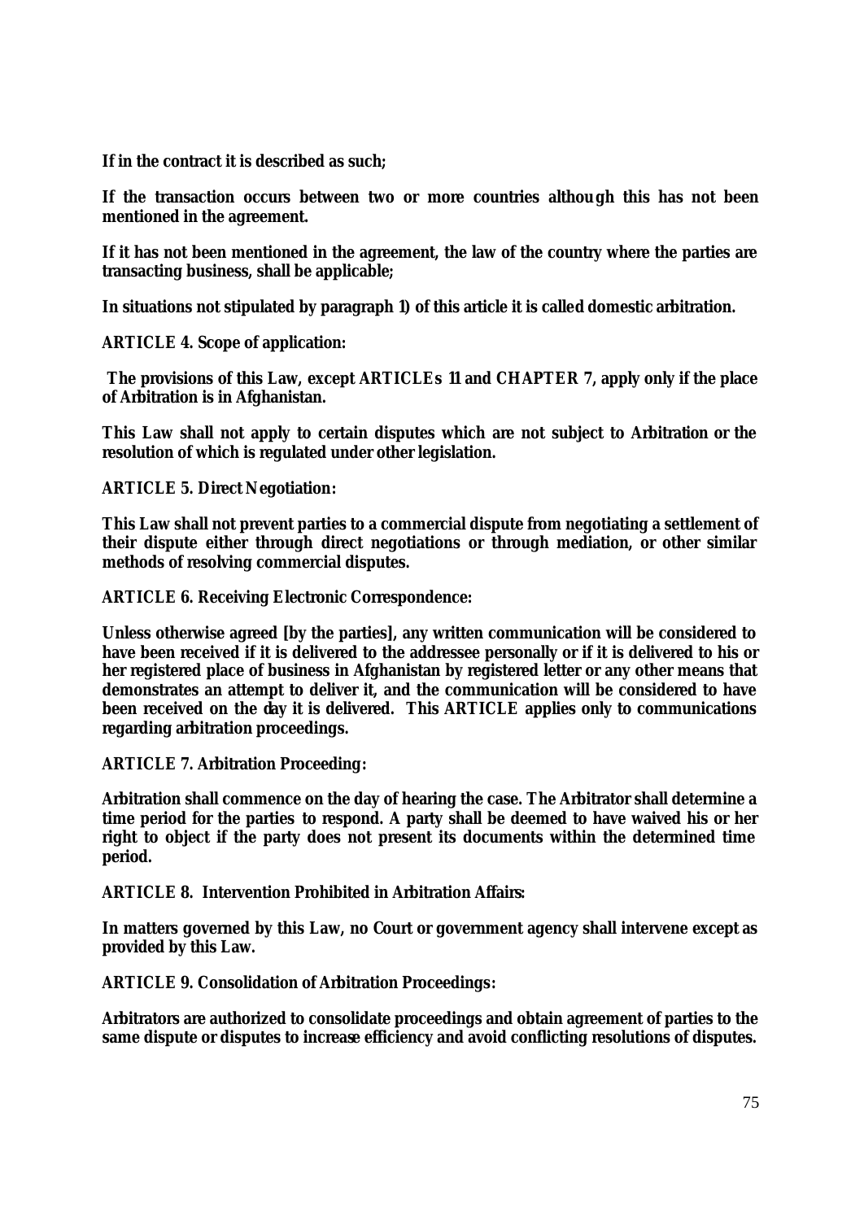**If in the contract it is described as such;**

**If the transaction occurs between two or more countries although this has not been mentioned in the agreement.**

**If it has not been mentioned in the agreement, the law of the country where the parties are transacting business, shall be applicable;**

**In situations not stipulated by paragraph 1) of this article it is called domestic arbitration.**

**ARTICLE 4. Scope of application:**

**The provisions of this Law, except ARTICLEs 11 and CHAPTER 7, apply only if the place of Arbitration is in Afghanistan.**

**This Law shall not apply to certain disputes which are not subject to Arbitration or the resolution of which is regulated under other legislation.**

**ARTICLE 5. Direct Negotiation:**

**This Law shall not prevent parties to a commercial dispute from negotiating a settlement of their dispute either through direct negotiations or through mediation, or other similar methods of resolving commercial disputes.**

**ARTICLE 6. Receiving Electronic Correspondence:**

**Unless otherwise agreed [by the parties], any written communication will be considered to have been received if it is delivered to the addressee personally or if it is delivered to his or her registered place of business in Afghanistan by registered letter or any other means that demonstrates an attempt to deliver it, and the communication will be considered to have been received on the day it is delivered. This ARTICLE applies only to communications regarding arbitration proceedings.**

**ARTICLE 7. Arbitration Proceeding:**

**Arbitration shall commence on the day of hearing the case. The Arbitrator shall determine a time period for the parties to respond. A party shall be deemed to have waived his or her right to object if the party does not present its documents within the determined time period.**

**ARTICLE 8. Intervention Prohibited in Arbitration Affairs:**

**In matters governed by this Law, no Court or government agency shall intervene except as provided by this Law.**

**ARTICLE 9. Consolidation of Arbitration Proceedings:**

**Arbitrators are authorized to consolidate proceedings and obtain agreement of parties to the same dispute or disputes to increase efficiency and avoid conflicting resolutions of disputes.**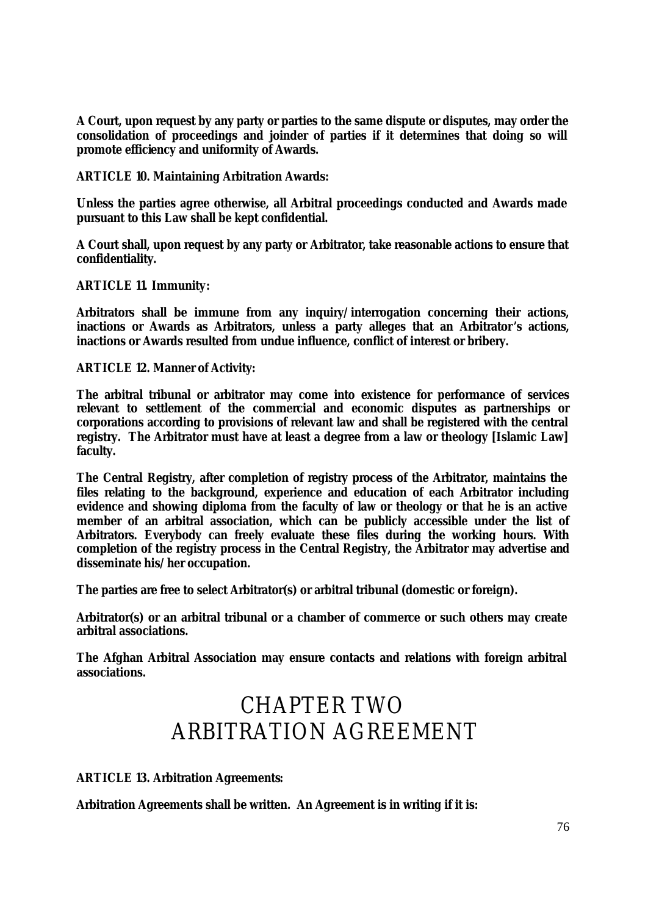**A Court, upon request by any party or parties to the same dispute or disputes, may order the consolidation of proceedings and joinder of parties if it determines that doing so will promote efficiency and uniformity of Awards.**

**ARTICLE 10. Maintaining Arbitration Awards:**

**Unless the parties agree otherwise, all Arbitral proceedings conducted and Awards made pursuant to this Law shall be kept confidential.**

**A Court shall, upon request by any party or Arbitrator, take reasonable actions to ensure that confidentiality.**

**ARTICLE 11. Immunity:**

**Arbitrators shall be immune from any inquiry/interrogation concerning their actions, inactions or Awards as Arbitrators, unless a party alleges that an Arbitrator's actions, inactions or Awards resulted from undue influence, conflict of interest or bribery.**

**ARTICLE 12. Manner of Activity:**

**The arbitral tribunal or arbitrator may come into existence for performance of services relevant to settlement of the commercial and economic disputes as partnerships or corporations according to provisions of relevant law and shall be registered with the central registry. The Arbitrator must have at least a degree from a law or theology [Islamic Law] faculty.**

**The Central Registry, after completion of registry process of the Arbitrator, maintains the files relating to the background, experience and education of each Arbitrator including evidence and showing diploma from the faculty of law or theology or that he is an active member of an arbitral association, which can be publicly accessible under the list of Arbitrators. Everybody can freely evaluate these files during the working hours. With completion of the registry process in the Central Registry, the Arbitrator may advertise and disseminate his/her occupation.**

**The parties are free to select Arbitrator(s) or arbitral tribunal (domestic or foreign).**

**Arbitrator(s) or an arbitral tribunal or a chamber of commerce or such others may create arbitral associations.**

**The Afghan Arbitral Association may ensure contacts and relations with foreign arbitral associations.**

# CHAPTER TWO
# ARBITRATION AGREEMENT

**ARTICLE 13. Arbitration Agreements:**

**Arbitration Agreements shall be written. An Agreement is in writing if it is:**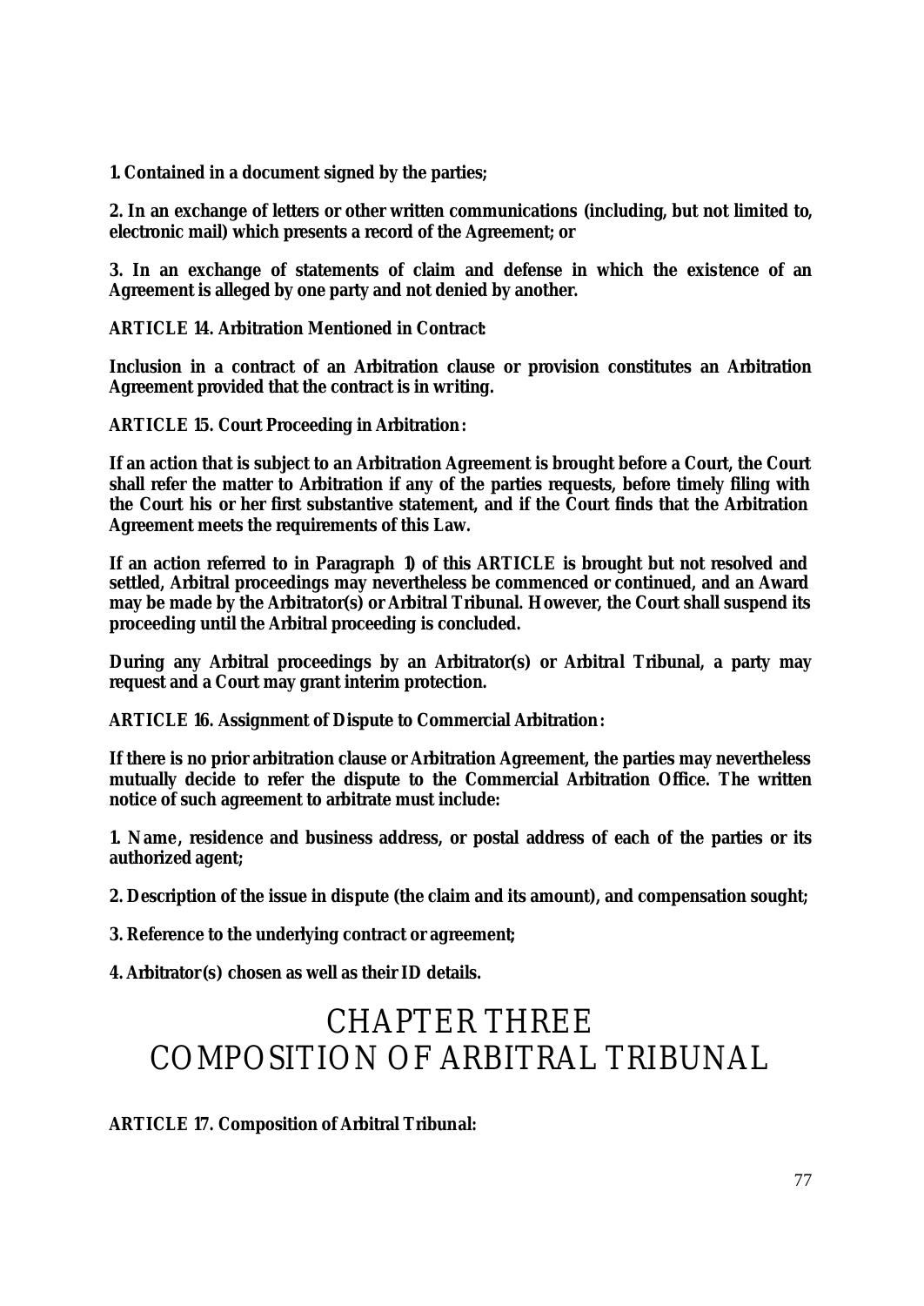**1. Contained in a document signed by the parties;**

**2. In an exchange of letters or other written communications (including, but not limited to, electronic mail) which presents a record of the Agreement; or**

**3. In an exchange of statements of claim and defense in which the existence of an Agreement is alleged by one party and not denied by another.**

**ARTICLE 14. Arbitration Mentioned in Contract:**

**Inclusion in a contract of an Arbitration clause or provision constitutes an Arbitration Agreement provided that the contract is in writing.**

**ARTICLE 15. Court Proceeding in Arbitration:**

**If an action that is subject to an Arbitration Agreement is brought before a Court, the Court shall refer the matter to Arbitration if any of the parties requests, before timely filing with the Court his or her first substantive statement, and if the Court finds that the Arbitration Agreement meets the requirements of this Law.**

**If an action referred to in Paragraph 1) of this ARTICLE is brought but not resolved and settled, Arbitral proceedings may nevertheless be commenced or continued, and an Award may be made by the Arbitrator(s) or Arbitral Tribunal. However, the Court shall suspend its proceeding until the Arbitral proceeding is concluded.**

**During any Arbitral proceedings by an Arbitrator(s) or Arbitral Tribunal, a party may request and a Court may grant interim protection.**

**ARTICLE 16. Assignment of Dispute to Commercial Arbitration:**

**If there is no prior arbitration clause or Arbitration Agreement, the parties may nevertheless mutually decide to refer the dispute to the Commercial Arbitration Office. The written notice of such agreement to arbitrate must include:**

**1. Name, residence and business address, or postal address of each of the parties or its authorized agent;**

**2. Description of the issue in dispute (the claim and its amount), and compensation sought;**

**3. Reference to the underlying contract or agreement;**

**4. Arbitrator(s) chosen as well as their ID details.**

# CHAPTER THREE
# COMPOSITION OF ARBITRAL TRIBUNAL

**ARTICLE 17. Composition of Arbitral Tribunal:**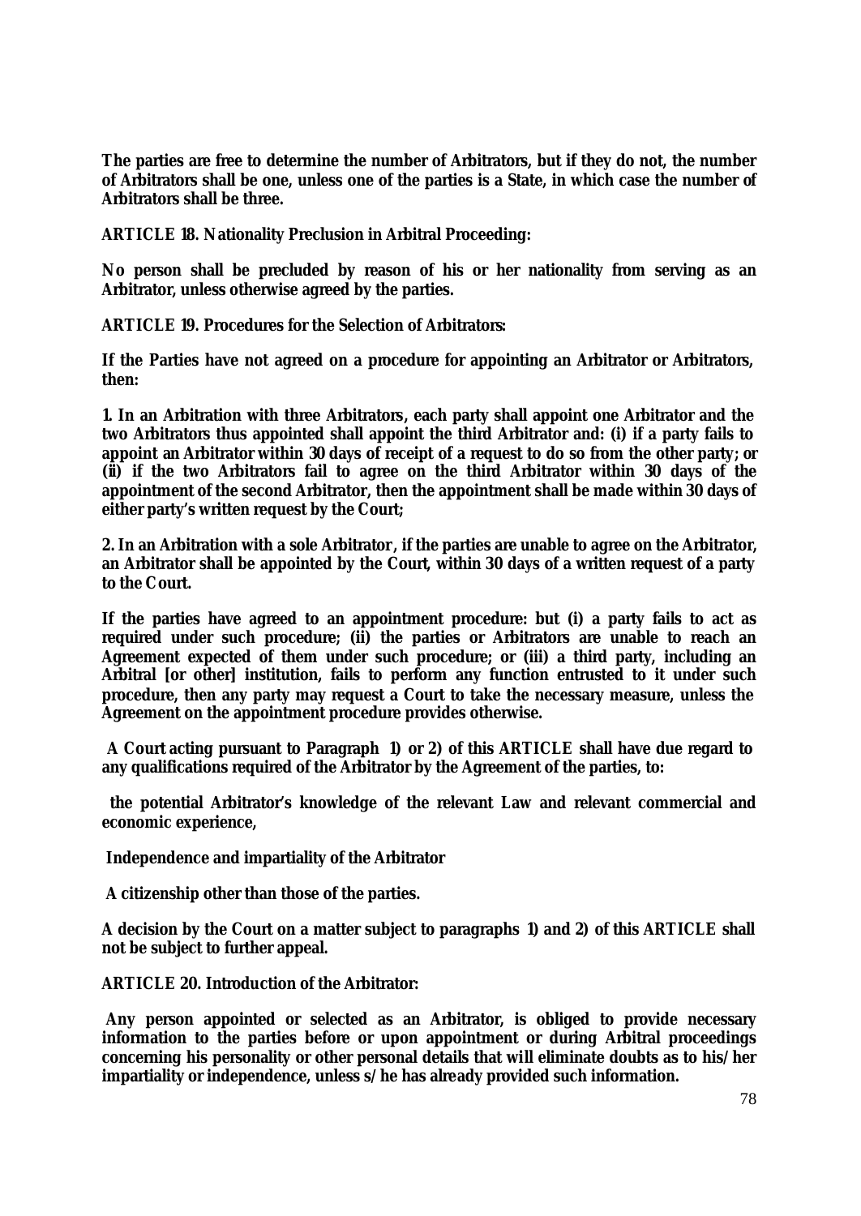**The parties are free to determine the number of Arbitrators, but if they do not, the number of Arbitrators shall be one, unless one of the parties is a State, in which case the number of Arbitrators shall be three.**

**ARTICLE 18. Nationality Preclusion in Arbitral Proceeding:**

**No person shall be precluded by reason of his or her nationality from serving as an Arbitrator, unless otherwise agreed by the parties.**

**ARTICLE 19. Procedures for the Selection of Arbitrators:**

**If the Parties have not agreed on a procedure for appointing an Arbitrator or Arbitrators, then:**

**1. In an Arbitration with three Arbitrators, each party shall appoint one Arbitrator and the two Arbitrators thus appointed shall appoint the third Arbitrator and: (i) if a party fails to appoint an Arbitrator within 30 days of receipt of a request to do so from the other party; or (ii) if the two Arbitrators fail to agree on the third Arbitrator within 30 days of the appointment of the second Arbitrator, then the appointment shall be made within 30 days of either party's written request by the Court;**

**2. In an Arbitration with a sole Arbitrator, if the parties are unable to agree on the Arbitrator, an Arbitrator shall be appointed by the Court, within 30 days of a written request of a party to the Court.**

**If the parties have agreed to an appointment procedure: but (i) a party fails to act as required under such procedure; (ii) the parties or Arbitrators are unable to reach an Agreement expected of them under such procedure; or (iii) a third party, including an Arbitral [or other] institution, fails to perform any function entrusted to it under such procedure, then any party may request a Court to take the necessary measure, unless the Agreement on the appointment procedure provides otherwise.**

**A Court acting pursuant to Paragraph 1) or 2) of this ARTICLE shall have due regard to any qualifications required of the Arbitrator by the Agreement of the parties, to:**

**the potential Arbitrator's knowledge of the relevant Law and relevant commercial and economic experience,**

**Independence and impartiality of the Arbitrator**

**A citizenship other than those of the parties.**

**A decision by the Court on a matter subject to paragraphs 1) and 2) of this ARTICLE shall not be subject to further appeal.**

**ARTICLE 20. Introduction of the Arbitrator:**

**Any person appointed or selected as an Arbitrator, is obliged to provide necessary information to the parties before or upon appointment or during Arbitral proceedings concerning his personality or other personal details that will eliminate doubts as to his/her impartiality or independence, unless s/he has already provided such information.**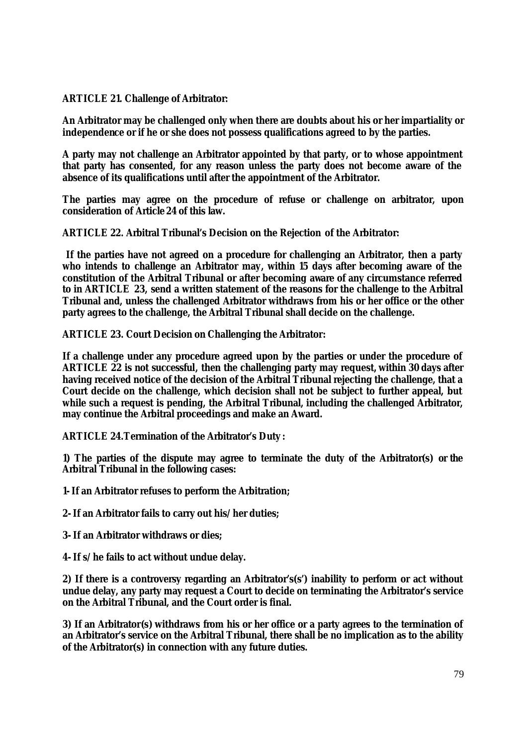**ARTICLE 21. Challenge of Arbitrator:**

**An Arbitrator may be challenged only when there are doubts about his or her impartiality or independence or if he or she does not possess qualifications agreed to by the parties.**

**A party may not challenge an Arbitrator appointed by that party, or to whose appointment that party has consented, for any reason unless the party does not become aware of the absence of its qualifications until after the appointment of the Arbitrator.**

**The parties may agree on the procedure of refuse or challenge on arbitrator, upon consideration of Article 24 of this law.**

**ARTICLE 22. Arbitral Tribunal's Decision on the Rejection of the Arbitrator:**

**If the parties have not agreed on a procedure for challenging an Arbitrator, then a party who intends to challenge an Arbitrator may, within 15 days after becoming aware of the constitution of the Arbitral Tribunal or after becoming aware of any circumstance referred to in ARTICLE 23, send a written statement of the reasons for the challenge to the Arbitral Tribunal and, unless the challenged Arbitrator withdraws from his or her office or the other party agrees to the challenge, the Arbitral Tribunal shall decide on the challenge.**

**ARTICLE 23. Court Decision on Challenging the Arbitrator:**

**If a challenge under any procedure agreed upon by the parties or under the procedure of ARTICLE 22 is not successful, then the challenging party may request, within 30 days after having received notice of the decision of the Arbitral Tribunal rejecting the challenge, that a Court decide on the challenge, which decision shall not be subject to further appeal, but while such a request is pending, the Arbitral Tribunal, including the challenged Arbitrator, may continue the Arbitral proceedings and make an Award.**

**ARTICLE 24.Termination of the Arbitrator's Duty :**

**1) The parties of the dispute may agree to terminate the duty of the Arbitrator(s) or the Arbitral Tribunal in the following cases:**

**1- If an Arbitrator refuses to perform the Arbitration;**

**2- If an Arbitrator fails to carry out his/ her duties;**

**3- If an Arbitrator withdraws or dies;**

**4- If s/ he fails to act without undue delay.**

**2) If there is a controversy regarding an Arbitrator's(s') inability to perform or act without undue delay, any party may request a Court to decide on terminating the Arbitrator's service on the Arbitral Tribunal, and the Court order is final.**

**3) If an Arbitrator(s) withdraws from his or her office or a party agrees to the termination of an Arbitrator's service on the Arbitral Tribunal, there shall be no implication as to the ability of the Arbitrator(s) in connection with any future duties.**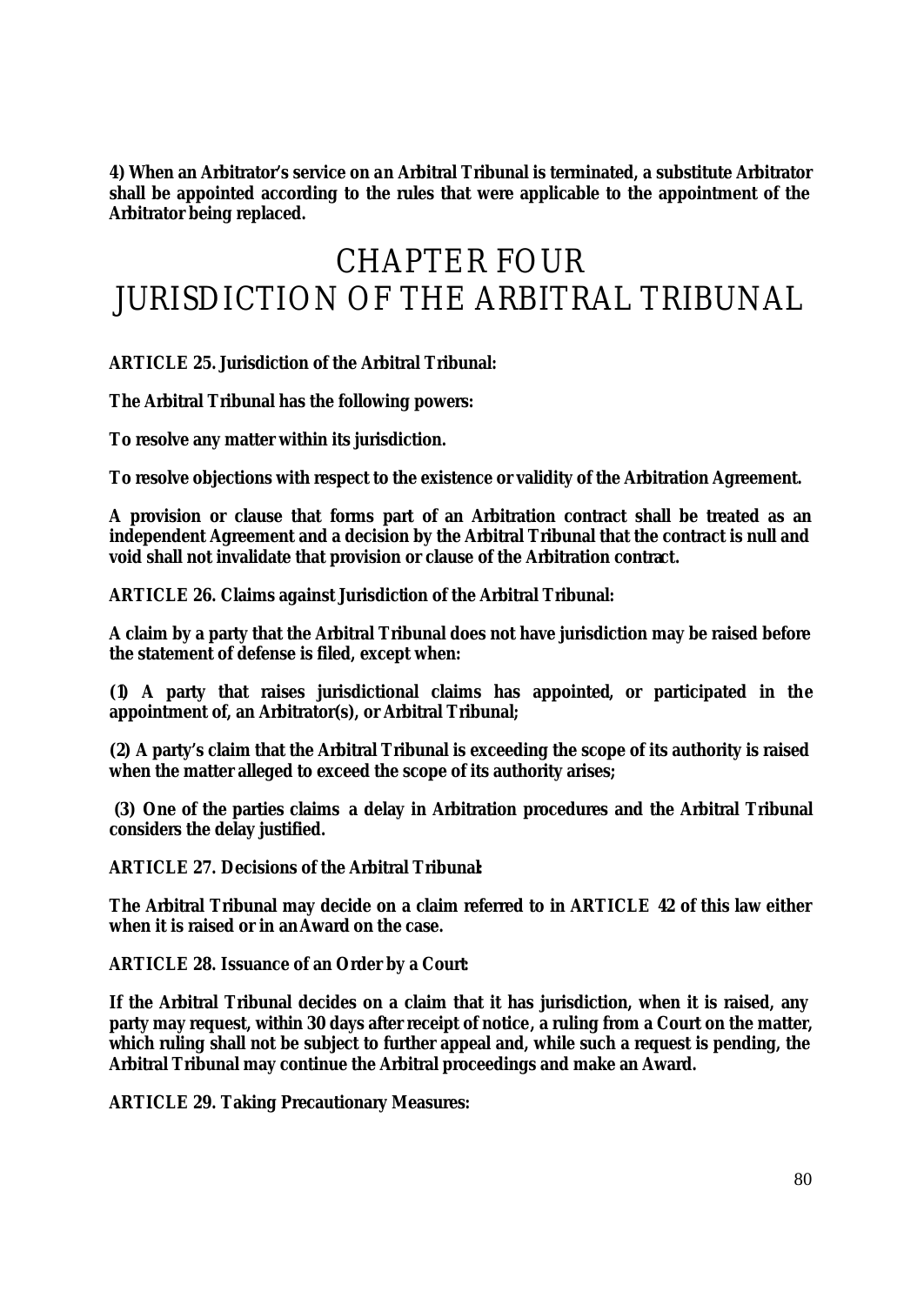**4) When an Arbitrator's service on an Arbitral Tribunal is terminated, a substitute Arbitrator shall be appointed according to the rules that were applicable to the appointment of the Arbitrator being replaced.**

# CHAPTER FOUR
# JURISDICTION OF THE ARBITRAL TRIBUNAL

**ARTICLE 25. Jurisdiction of the Arbitral Tribunal:**

**The Arbitral Tribunal has the following powers:**

**To resolve any matter within its jurisdiction.**

**To resolve objections with respect to the existence or validity of the Arbitration Agreement.**

**A provision or clause that forms part of an Arbitration contract shall be treated as an independent Agreement and a decision by the Arbitral Tribunal that the contract is null and void shall not invalidate that provision or clause of the Arbitration contract.**

**ARTICLE 26. Claims against Jurisdiction of the Arbitral Tribunal:**

**A claim by a party that the Arbitral Tribunal does not have jurisdiction may be raised before the statement of defense is filed, except when:**

**(1) A party that raises jurisdictional claims has appointed, or participated in the appointment of, an Arbitrator(s), or Arbitral Tribunal;**

**(2) A party's claim that the Arbitral Tribunal is exceeding the scope of its authority is raised when the matter alleged to exceed the scope of its authority arises;**

**(3) One of the parties claims a delay in Arbitration procedures and the Arbitral Tribunal considers the delay justified.**

**ARTICLE 27. Decisions of the Arbitral Tribunal:**

**The Arbitral Tribunal may decide on a claim referred to in ARTICLE 42 of this law either when it is raised or in an Award on the case.**

**ARTICLE 28. Issuance of an Order by a Court:**

**If the Arbitral Tribunal decides on a claim that it has jurisdiction, when it is raised, any party may request, within 30 days after receipt of notice, a ruling from a Court on the matter, which ruling shall not be subject to further appeal and, while such a request is pending, the Arbitral Tribunal may continue the Arbitral proceedings and make an Award.**

**ARTICLE 29. Taking Precautionary Measures:**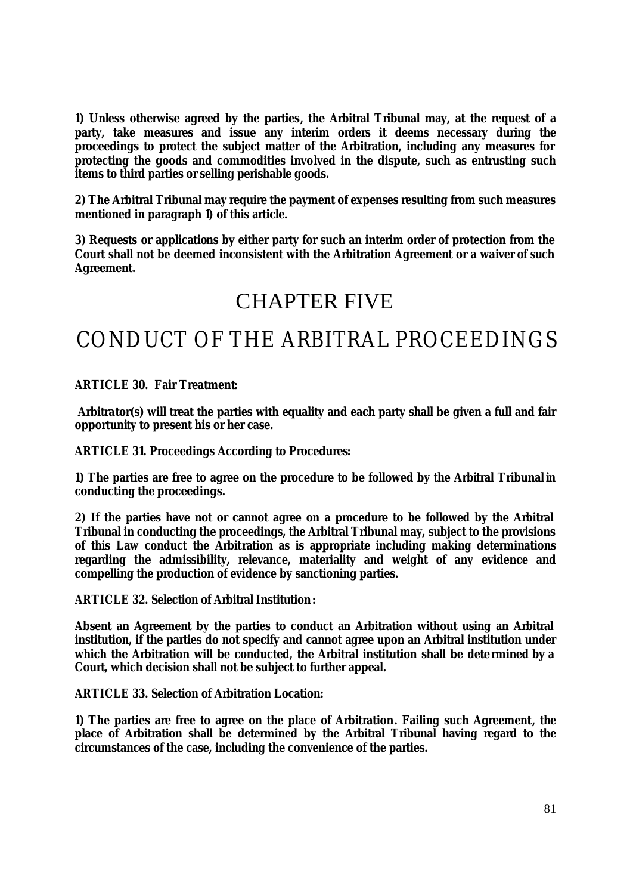**1) Unless otherwise agreed by the parties, the Arbitral Tribunal may, at the request of a party, take measures and issue any interim orders it deems necessary during the proceedings to protect the subject matter of the Arbitration, including any measures for protecting the goods and commodities involved in the dispute, such as entrusting such items to third parties or selling perishable goods.**

**2) The Arbitral Tribunal may require the payment of expenses resulting from such measures mentioned in paragraph 1) of this article.**

**3) Requests or applications by either party for such an interim order of protection from the Court shall not be deemed inconsistent with the Arbitration Agreement or a waiver of such Agreement.**

# CHAPTER FIVE

# CONDUCT OF THE ARBITRAL PROCEEDINGS

**ARTICLE 30. Fair Treatment:**

**Arbitrator(s) will treat the parties with equality and each party shall be given a full and fair opportunity to present his or her case.**

**ARTICLE 31. Proceedings According to Procedures:**

**1) The parties are free to agree on the procedure to be followed by the Arbitral Tribunal in conducting the proceedings.**

**2) If the parties have not or cannot agree on a procedure to be followed by the Arbitral Tribunal in conducting the proceedings, the Arbitral Tribunal may, subject to the provisions of this Law conduct the Arbitration as is appropriate including making determinations regarding the admissibility, relevance, materiality and weight of any evidence and compelling the production of evidence by sanctioning parties.**

**ARTICLE 32. Selection of Arbitral Institution:**

**Absent an Agreement by the parties to conduct an Arbitration without using an Arbitral institution, if the parties do not specify and cannot agree upon an Arbitral institution under which the Arbitration will be conducted, the Arbitral institution shall be determined by a Court, which decision shall not be subject to further appeal.**

**ARTICLE 33. Selection of Arbitration Location:**

**1) The parties are free to agree on the place of Arbitration. Failing such Agreement, the place of Arbitration shall be determined by the Arbitral Tribunal having regard to the circumstances of the case, including the convenience of the parties.**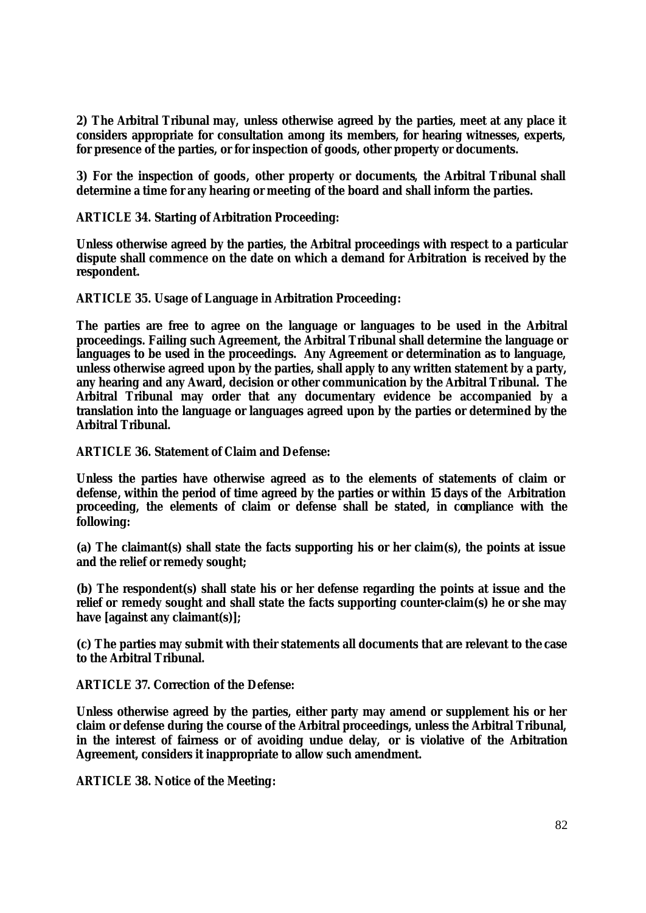**2) The Arbitral Tribunal may, unless otherwise agreed by the parties, meet at any place it considers appropriate for consultation among its members, for hearing witnesses, experts, for presence of the parties, or for inspection of goods, other property or documents.**

**3) For the inspection of goods, other property or documents, the Arbitral Tribunal shall determine a time for any hearing or meeting of the board and shall inform the parties.**

**ARTICLE 34. Starting of Arbitration Proceeding:**

**Unless otherwise agreed by the parties, the Arbitral proceedings with respect to a particular dispute shall commence on the date on which a demand for Arbitration is received by the respondent.**

**ARTICLE 35. Usage of Language in Arbitration Proceeding:**

**The parties are free to agree on the language or languages to be used in the Arbitral proceedings. Failing such Agreement, the Arbitral Tribunal shall determine the language or languages to be used in the proceedings. Any Agreement or determination as to language, unless otherwise agreed upon by the parties, shall apply to any written statement by a party, any hearing and any Award, decision or other communication by the Arbitral Tribunal. The Arbitral Tribunal may order that any documentary evidence be accompanied by a translation into the language or languages agreed upon by the parties or determined by the Arbitral Tribunal.**

**ARTICLE 36. Statement of Claim and Defense:**

**Unless the parties have otherwise agreed as to the elements of statements of claim or defense, within the period of time agreed by the parties or within 15 days of the Arbitration proceeding, the elements of claim or defense shall be stated, in compliance with the following:**

**(a) The claimant(s) shall state the facts supporting his or her claim(s), the points at issue and the relief or remedy sought;**

**(b) The respondent(s) shall state his or her defense regarding the points at issue and the relief or remedy sought and shall state the facts supporting counter-claim(s) he or she may have [against any claimant(s)];**

**(c) The parties may submit with their statements all documents that are relevant to the case to the Arbitral Tribunal.**

**ARTICLE 37. Correction of the Defense:**

**Unless otherwise agreed by the parties, either party may amend or supplement his or her claim or defense during the course of the Arbitral proceedings, unless the Arbitral Tribunal, in the interest of fairness or of avoiding undue delay, or is violative of the Arbitration Agreement, considers it inappropriate to allow such amendment.**

**ARTICLE 38. Notice of the Meeting:**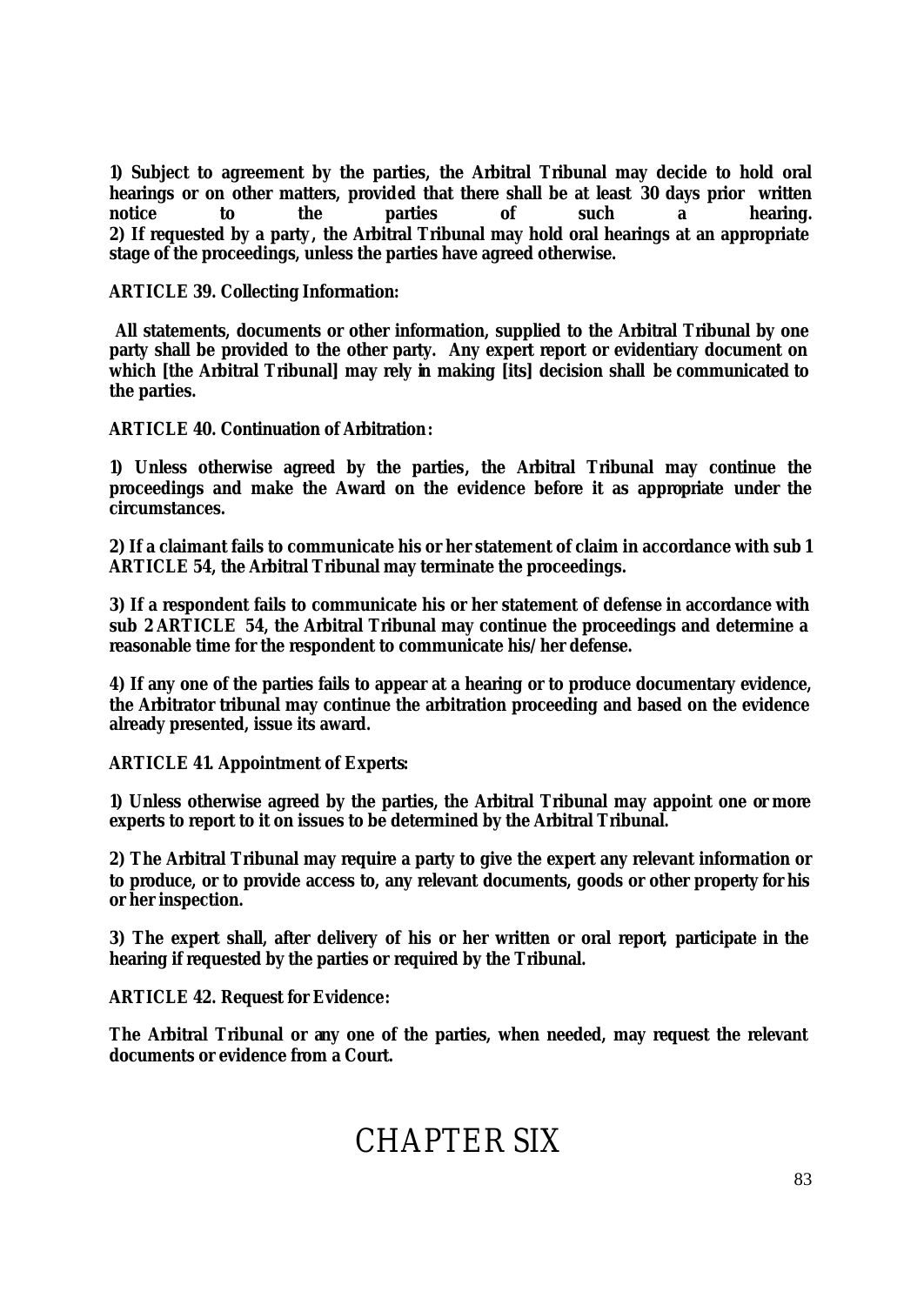**1) Subject to agreement by the parties, the Arbitral Tribunal may decide to hold oral hearings or on other matters, provided that there shall be at least 30 days prior written notice to the parties of such a hearing.**
**2) If requested by a party, the Arbitral Tribunal may hold oral hearings at an appropriate stage of the proceedings, unless the parties have agreed otherwise.**

**ARTICLE 39. Collecting Information:**

**All statements, documents or other information, supplied to the Arbitral Tribunal by one party shall be provided to the other party. Any expert report or evidentiary document on which [the Arbitral Tribunal] may rely in making [its] decision shall be communicated to the parties.**

**ARTICLE 40. Continuation of Arbitration:**

**1) Unless otherwise agreed by the parties, the Arbitral Tribunal may continue the proceedings and make the Award on the evidence before it as appropriate under the circumstances.**

**2) If a claimant fails to communicate his or her statement of claim in accordance with sub 1 ARTICLE 54, the Arbitral Tribunal may terminate the proceedings.**

**3) If a respondent fails to communicate his or her statement of defense in accordance with sub 2 ARTICLE 54, the Arbitral Tribunal may continue the proceedings and determine a reasonable time for the respondent to communicate his/her defense.**

**4) If any one of the parties fails to appear at a hearing or to produce documentary evidence, the Arbitrator tribunal may continue the arbitration proceeding and based on the evidence already presented, issue its award.**

**ARTICLE 41. Appointment of Experts:**

**1) Unless otherwise agreed by the parties, the Arbitral Tribunal may appoint one or more experts to report to it on issues to be determined by the Arbitral Tribunal.**

**2) The Arbitral Tribunal may require a party to give the expert any relevant information or to produce, or to provide access to, any relevant documents, goods or other property for his or her inspection.**

**3) The expert shall, after delivery of his or her written or oral report, participate in the hearing if requested by the parties or required by the Tribunal.**

**ARTICLE 42. Request for Evidence:**

**The Arbitral Tribunal or any one of the parties, when needed, may request the relevant documents or evidence from a Court.**

# CHAPTER SIX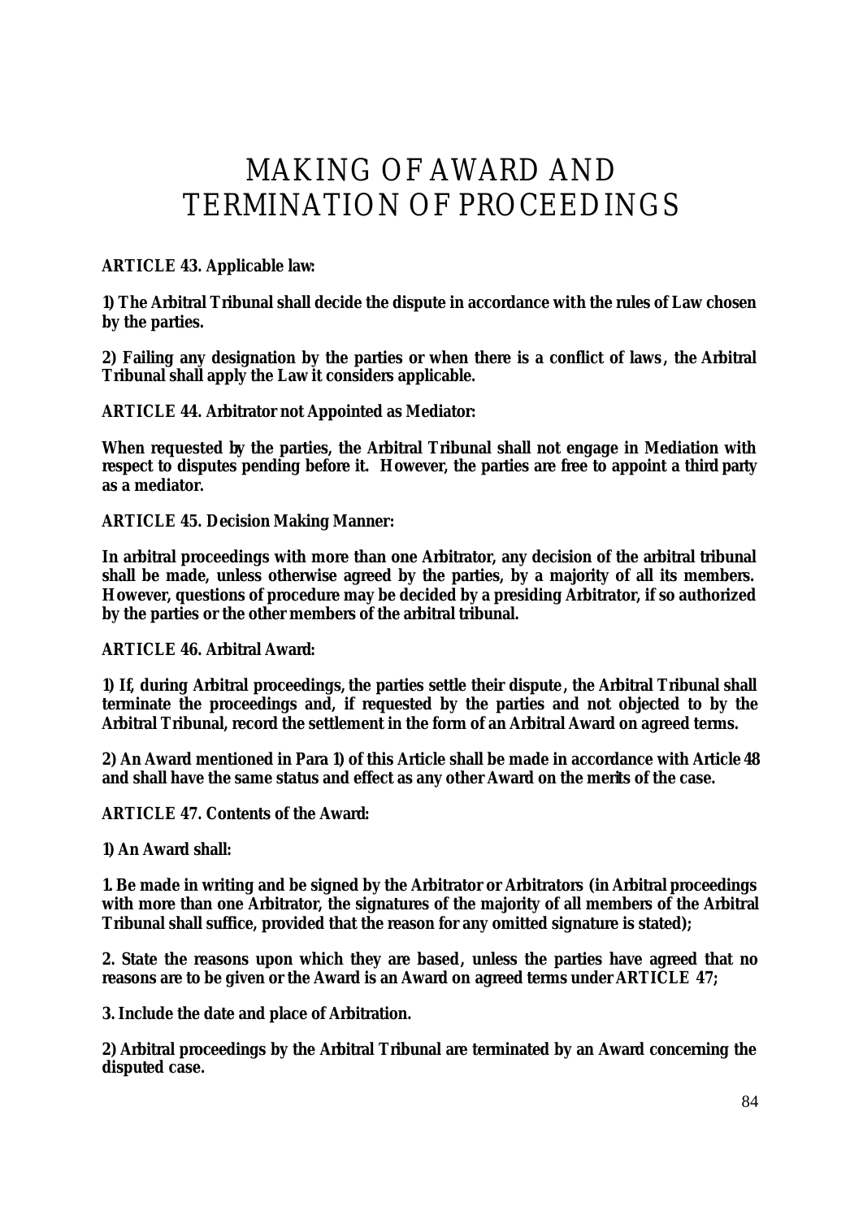# MAKING OF AWARD AND TERMINATION OF PROCEEDINGS

**ARTICLE 43. Applicable law:**

**1) The Arbitral Tribunal shall decide the dispute in accordance with the rules of Law chosen by the parties.**

**2) Failing any designation by the parties or when there is a conflict of laws, the Arbitral Tribunal shall apply the Law it considers applicable.**

**ARTICLE 44. Arbitrator not Appointed as Mediator:**

**When requested by the parties, the Arbitral Tribunal shall not engage in Mediation with respect to disputes pending before it. However, the parties are free to appoint a third party as a mediator.**

**ARTICLE 45. Decision Making Manner:**

**In arbitral proceedings with more than one Arbitrator, any decision of the arbitral tribunal shall be made, unless otherwise agreed by the parties, by a majority of all its members. However, questions of procedure may be decided by a presiding Arbitrator, if so authorized by the parties or the other members of the arbitral tribunal.**

**ARTICLE 46. Arbitral Award:**

**1) If, during Arbitral proceedings, the parties settle their dispute, the Arbitral Tribunal shall terminate the proceedings and, if requested by the parties and not objected to by the Arbitral Tribunal, record the settlement in the form of an Arbitral Award on agreed terms.**

**2) An Award mentioned in Para 1) of this Article shall be made in accordance with Article 48 and shall have the same status and effect as any other Award on the merits of the case.**

**ARTICLE 47. Contents of the Award:**

**1) An Award shall:**

**1. Be made in writing and be signed by the Arbitrator or Arbitrators (in Arbitral proceedings with more than one Arbitrator, the signatures of the majority of all members of the Arbitral Tribunal shall suffice, provided that the reason for any omitted signature is stated);**

**2. State the reasons upon which they are based, unless the parties have agreed that no reasons are to be given or the Award is an Award on agreed terms under ARTICLE 47;**

**3. Include the date and place of Arbitration.**

**2) Arbitral proceedings by the Arbitral Tribunal are terminated by an Award concerning the disputed case.**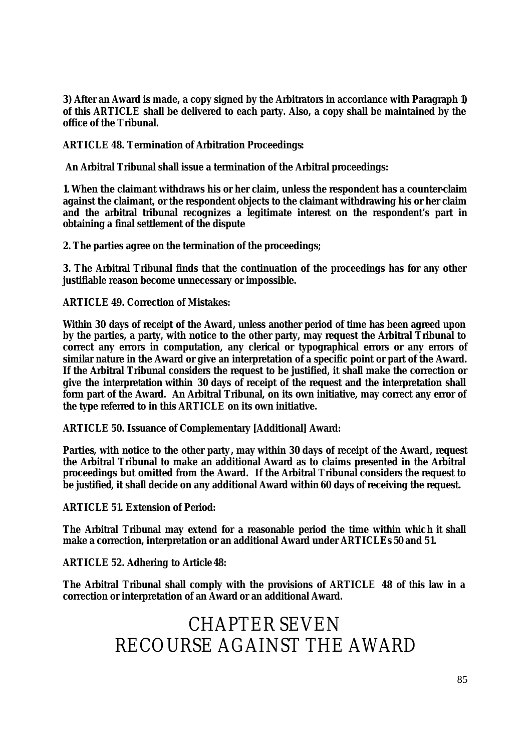**3) After an Award is made, a copy signed by the Arbitrators in accordance with Paragraph 1) of this ARTICLE shall be delivered to each party. Also, a copy shall be maintained by the office of the Tribunal.**

**ARTICLE 48. Termination of Arbitration Proceedings:**

**An Arbitral Tribunal shall issue a termination of the Arbitral proceedings:**

**1. When the claimant withdraws his or her claim, unless the respondent has a counter-claim against the claimant, or the respondent objects to the claimant withdrawing his or her claim and the arbitral tribunal recognizes a legitimate interest on the respondent's part in obtaining a final settlement of the dispute**

**2. The parties agree on the termination of the proceedings;**

**3. The Arbitral Tribunal finds that the continuation of the proceedings has for any other justifiable reason become unnecessary or impossible.**

**ARTICLE 49. Correction of Mistakes:**

**Within 30 days of receipt of the Award, unless another period of time has been agreed upon by the parties, a party, with notice to the other party, may request the Arbitral Tribunal to correct any errors in computation, any clerical or typographical errors or any errors of similar nature in the Award or give an interpretation of a specific point or part of the Award. If the Arbitral Tribunal considers the request to be justified, it shall make the correction or give the interpretation within 30 days of receipt of the request and the interpretation shall form part of the Award. An Arbitral Tribunal, on its own initiative, may correct any error of the type referred to in this ARTICLE on its own initiative.**

**ARTICLE 50. Issuance of Complementary [Additional] Award:**

**Parties, with notice to the other party, may within 30 days of receipt of the Award, request the Arbitral Tribunal to make an additional Award as to claims presented in the Arbitral proceedings but omitted from the Award. If the Arbitral Tribunal considers the request to be justified, it shall decide on any additional Award within 60 days of receiving the request.**

**ARTICLE 51. Extension of Period:**

**The Arbitral Tribunal may extend for a reasonable period the time within which it shall make a correction, interpretation or an additional Award under ARTICLEs 50 and 51.**

**ARTICLE 52. Adhering to Article 48:**

**The Arbitral Tribunal shall comply with the provisions of ARTICLE 48 of this law in a correction or interpretation of an Award or an additional Award.**

# CHAPTER SEVEN
# RECOURSE AGAINST THE AWARD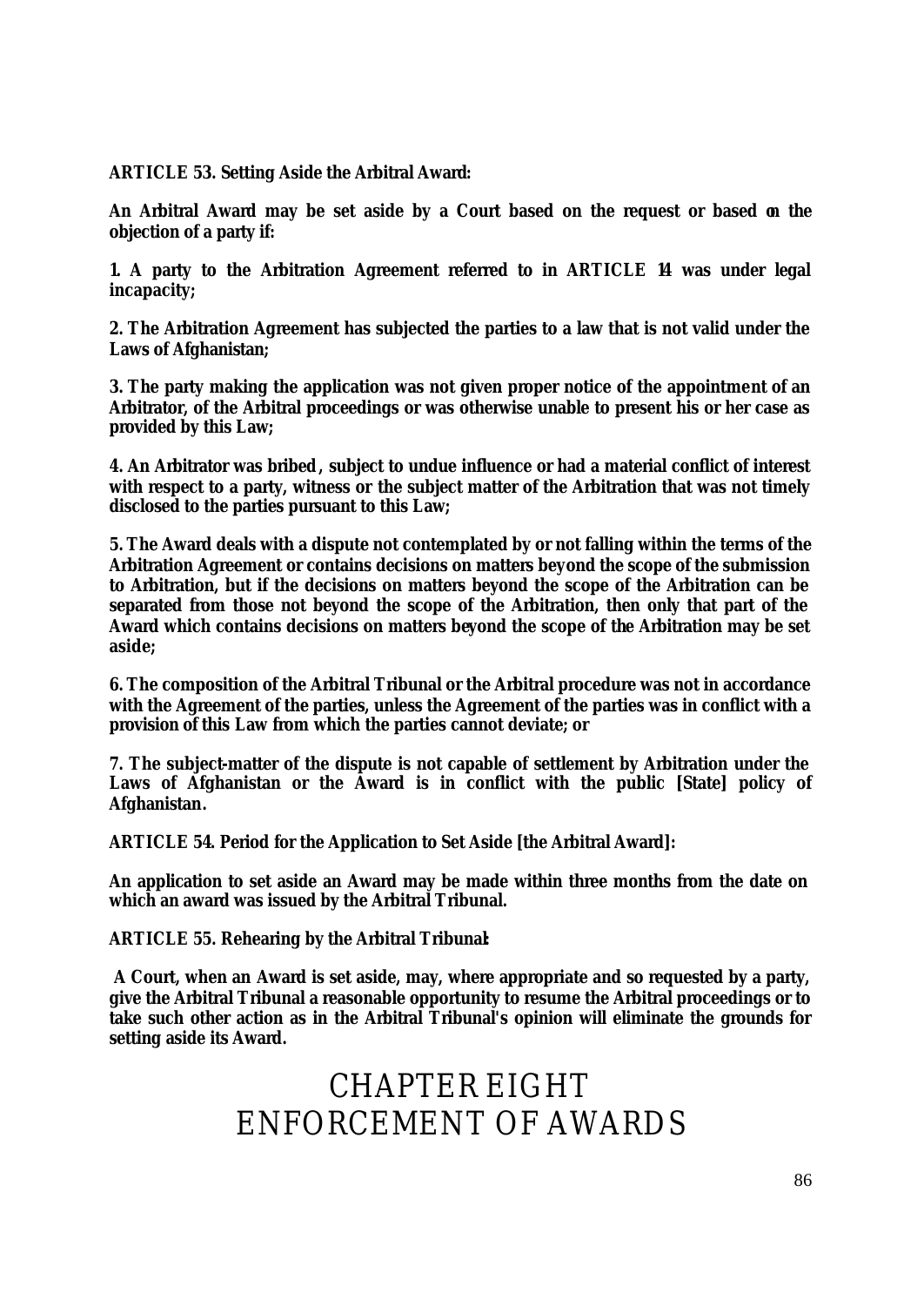**ARTICLE 53. Setting Aside the Arbitral Award:**

**An Arbitral Award may be set aside by a Court based on the request or based on the objection of a party if:**

**1. A party to the Arbitration Agreement referred to in ARTICLE 14 was under legal incapacity;**

**2. The Arbitration Agreement has subjected the parties to a law that is not valid under the Laws of Afghanistan;**

**3. The party making the application was not given proper notice of the appointment of an Arbitrator, of the Arbitral proceedings or was otherwise unable to present his or her case as provided by this Law;**

**4. An Arbitrator was bribed, subject to undue influence or had a material conflict of interest with respect to a party, witness or the subject matter of the Arbitration that was not timely disclosed to the parties pursuant to this Law;**

**5. The Award deals with a dispute not contemplated by or not falling within the terms of the Arbitration Agreement or contains decisions on matters beyond the scope of the submission to Arbitration, but if the decisions on matters beyond the scope of the Arbitration can be separated from those not beyond the scope of the Arbitration, then only that part of the Award which contains decisions on matters beyond the scope of the Arbitration may be set aside;**

**6. The composition of the Arbitral Tribunal or the Arbitral procedure was not in accordance with the Agreement of the parties, unless the Agreement of the parties was in conflict with a provision of this Law from which the parties cannot deviate; or**

**7. The subject-matter of the dispute is not capable of settlement by Arbitration under the Laws of Afghanistan or the Award is in conflict with the public [State] policy of Afghanistan.**

**ARTICLE 54. Period for the Application to Set Aside [the Arbitral Award]:**

**An application to set aside an Award may be made within three months from the date on which an award was issued by the Arbitral Tribunal.**

**ARTICLE 55. Rehearing by the Arbitral Tribunal:**

**A Court, when an Award is set aside, may, where appropriate and so requested by a party, give the Arbitral Tribunal a reasonable opportunity to resume the Arbitral proceedings or to take such other action as in the Arbitral Tribunal's opinion will eliminate the grounds for setting aside its Award.**

# CHAPTER EIGHT
# ENFORCEMENT OF AWARDS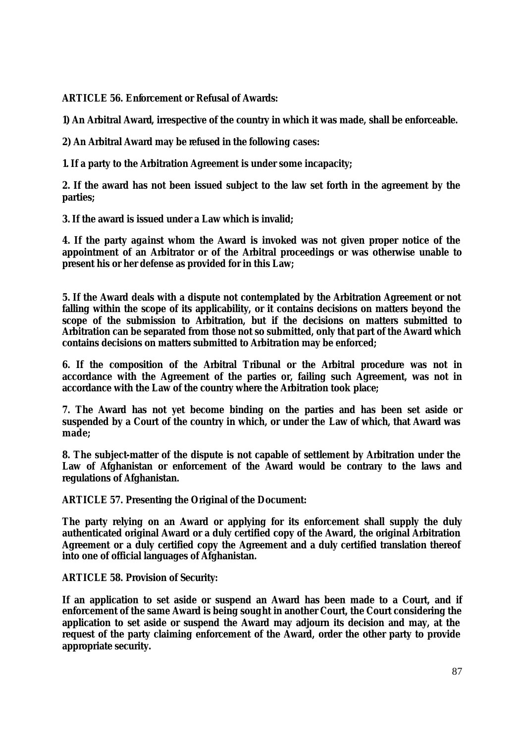**ARTICLE 56. Enforcement or Refusal of Awards:**

**1) An Arbitral Award, irrespective of the country in which it was made, shall be enforceable.**

**2) An Arbitral Award may be refused in the following cases:**

**1. If a party to the Arbitration Agreement is under some incapacity;**

**2. If the award has not been issued subject to the law set forth in the agreement by the parties;**

**3. If the award is issued under a Law which is invalid;**

**4. If the party against whom the Award is invoked was not given proper notice of the appointment of an Arbitrator or of the Arbitral proceedings or was otherwise unable to present his or her defense as provided for in this Law;**

**5. If the Award deals with a dispute not contemplated by the Arbitration Agreement or not falling within the scope of its applicability, or it contains decisions on matters beyond the scope of the submission to Arbitration, but if the decisions on matters submitted to Arbitration can be separated from those not so submitted, only that part of the Award which contains decisions on matters submitted to Arbitration may be enforced;**

**6. If the composition of the Arbitral Tribunal or the Arbitral procedure was not in accordance with the Agreement of the parties or, failing such Agreement, was not in accordance with the Law of the country where the Arbitration took place;**

**7. The Award has not yet become binding on the parties and has been set aside or suspended by a Court of the country in which, or under the Law of which, that Award was made;**

**8. The subject-matter of the dispute is not capable of settlement by Arbitration under the Law of Afghanistan or enforcement of the Award would be contrary to the laws and regulations of Afghanistan.**

**ARTICLE 57. Presenting the Original of the Document:**

**The party relying on an Award or applying for its enforcement shall supply the duly authenticated original Award or a duly certified copy of the Award, the original Arbitration Agreement or a duly certified copy the Agreement and a duly certified translation thereof into one of official languages of Afghanistan.**

**ARTICLE 58. Provision of Security:**

**If an application to set aside or suspend an Award has been made to a Court, and if enforcement of the same Award is being sought in another Court, the Court considering the application to set aside or suspend the Award may adjourn its decision and may, at the request of the party claiming enforcement of the Award, order the other party to provide appropriate security.**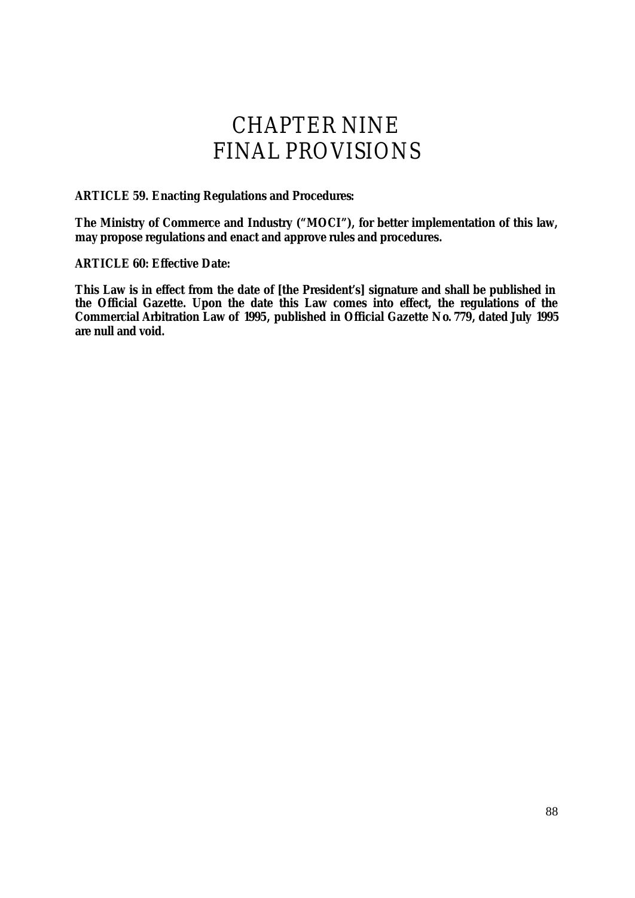# CHAPTER NINE
# FINAL PROVISIONS

**ARTICLE 59. Enacting Regulations and Procedures:**

**The Ministry of Commerce and Industry ("MOCI"), for better implementation of this law, may propose regulations and enact and approve rules and procedures.**

**ARTICLE 60: Effective Date:**

**This Law is in effect from the date of [the President's] signature and shall be published in the Official Gazette. Upon the date this Law comes into effect, the regulations of the Commercial Arbitration Law of 1995, published in Official Gazette No. 779, dated July 1995 are null and void.**